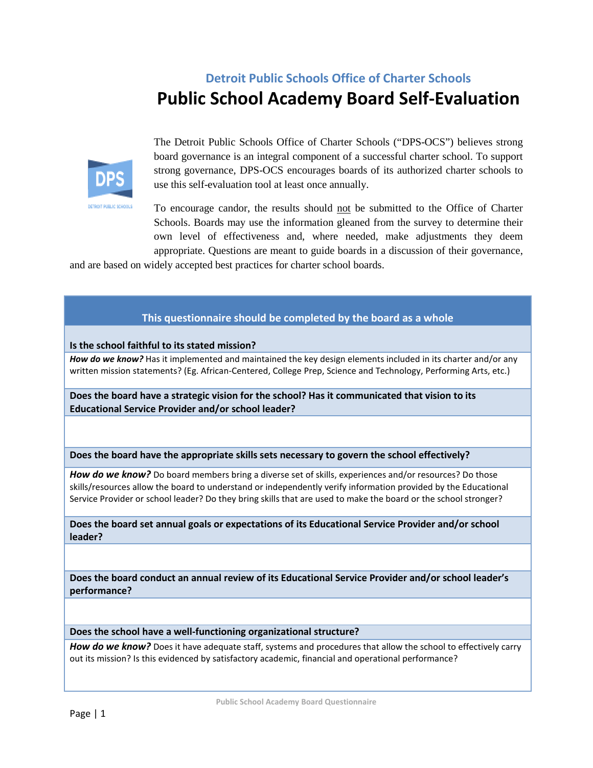## Detroit Public Schools Office of Charter Schools

# Public School Academy Board Self-Evaluation

The Detroit Public Schools Office of Charter Schools ("DPS-OCS") believes strong board governance is an integral component of a successful charter school. To support strong governance, DPS-OCS encourages boards of its authorized charter schools to use this self-evaluation tool at least once annually.

To encourage candor, the results should <u>not</u> be submitted to the Office of Charter Schools. Boards may use the information gleaned from the survey to determine their own level of effectiveness and, where needed, make adjustments they deem appropriate. Questions are meant to guide boards in a discussion of their governance, and are based on widely accepted best practices for charter school boards.

| **This questionnaire should be completed by the board as a whole** |
|---|
| **Is the school faithful to its stated mission?** |
| ***How do we know?*** Has it implemented and maintained the key design elements included in its charter and/or any written mission statements? (Eg. African-Centered, College Prep, Science and Technology, Performing Arts, etc.) |
| **Does the board have a strategic vision for the school? Has it communicated that vision to its Educational Service Provider and/or school leader?** |
| |
| **Does the board have the appropriate skills sets necessary to govern the school effectively?** |
| ***How do we know?*** Do board members bring a diverse set of skills, experiences and/or resources? Do those skills/resources allow the board to understand or independently verify information provided by the Educational Service Provider or school leader? Do they bring skills that are used to make the board or the school stronger? |
| **Does the board set annual goals or expectations of its Educational Service Provider and/or school leader?** |
| |
| **Does the board conduct an annual review of its Educational Service Provider and/or school leader's performance?** |
| |
| **Does the school have a well-functioning organizational structure?** |
| ***How do we know?*** Does it have adequate staff, systems and procedures that allow the school to effectively carry out its mission? Is this evidenced by satisfactory academic, financial and operational performance? |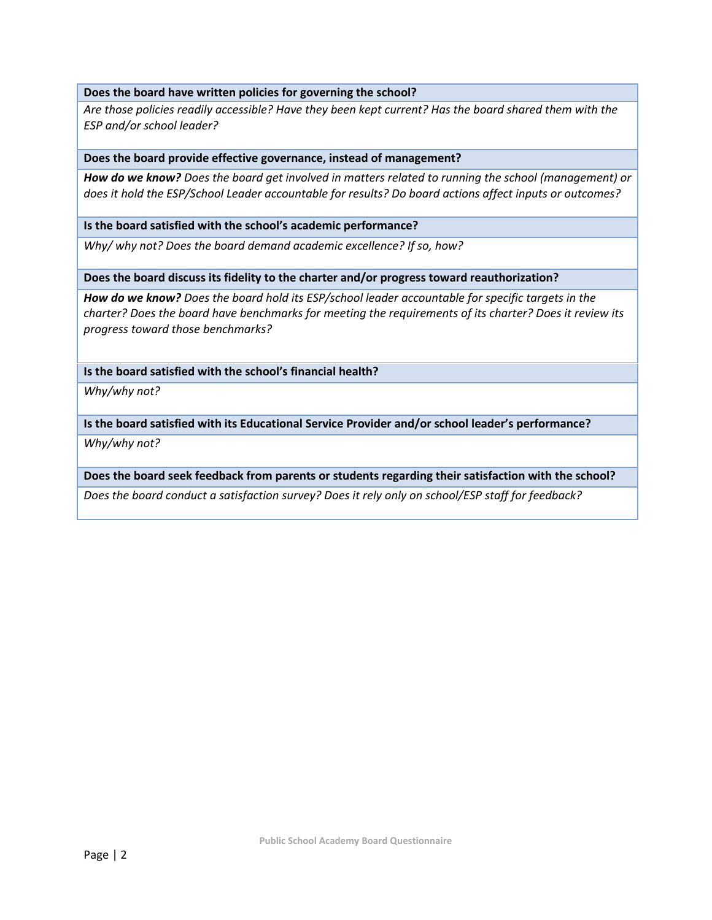**Does the board have written policies for governing the school?**

*Are those policies readily accessible? Have they been kept current? Has the board shared them with the ESP and/or school leader?*

**Does the board provide effective governance, instead of management?**

***How do we know?*** *Does the board get involved in matters related to running the school (management) or does it hold the ESP/School Leader accountable for results? Do board actions affect inputs or outcomes?*

**Is the board satisfied with the school's academic performance?**

*Why/ why not? Does the board demand academic excellence? If so, how?*

**Does the board discuss its fidelity to the charter and/or progress toward reauthorization?**

***How do we know?*** *Does the board hold its ESP/school leader accountable for specific targets in the charter? Does the board have benchmarks for meeting the requirements of its charter? Does it review its progress toward those benchmarks?*

**Is the board satisfied with the school's financial health?**

*Why/why not?*

**Is the board satisfied with its Educational Service Provider and/or school leader's performance?**

*Why/why not?*

**Does the board seek feedback from parents or students regarding their satisfaction with the school?**

*Does the board conduct a satisfaction survey? Does it rely only on school/ESP staff for feedback?*